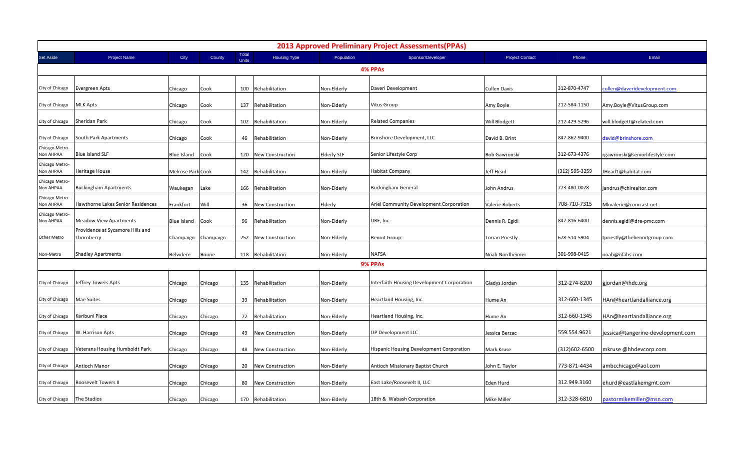# 2013 Approved Preliminary Project Assessments(PPAs)

| Set Aside | Project Name | City | County | Total Units | Housing Type | Population | Sponsor/Developer | Project Contact | Phone | Email |
|---|---|---|---|---|---|---|---|---|---|---|
| **4% PPAs** | | | | | | | | | | |
| City of Chicago | Evergreen Apts | Chicago | Cook | 100 | Rehabilitation | Non-Elderly | Daveri Development | Cullen Davis | 312-870-4747 | cullen@daveridevelopment.com |
| City of Chicago | MLK Apts | Chicago | Cook | 137 | Rehabilitation | Non-Elderly | Vitus Group | Amy Boyle | 212-584-1150 | Amy.Boyle@VitusGroup.com |
| City of Chicago | Sheridan Park | Chicago | Cook | 102 | Rehabilitation | Non-Elderly | Related Companies | Will Blodgett | 212-429-5296 | will.blodgett@related.com |
| City of Chicago | South Park Apartments | Chicago | Cook | 46 | Rehabilitation | Non-Elderly | Brinshore Development, LLC | David B. Brint | 847-862-9400 | david@brinshore.com |
| Chicago Metro-Non AHPAA | Blue Island SLF | Blue Island | Cook | 120 | New Construction | Elderly SLF | Senior Lifestyle Corp | Bob Gawronski | 312-673-4376 | rgawronski@seniorlifestyle.com |
| Chicago Metro-Non AHPAA | Heritage House | Melrose Park | Cook | 142 | Rehabilitation | Non-Elderly | Habitat Company | Jeff Head | (312) 595-3259 | JHead1@habitat.com |
| Chicago Metro-Non AHPAA | Buckingham Apartments | Waukegan | Lake | 166 | Rehabilitation | Non-Elderly | Buckingham General | John Andrus | 773-480-0078 | jandrus@chirealtor.com |
| Chicago Metro-Non AHPAA | Hawthorne Lakes Senior Residences | Frankfort | Will | 36 | New Construction | Elderly | Ariel Community Development Corporation | Valerie Roberts | 708-710-7315 | Mkvalerie@comcast.net |
| Chicago Metro-Non AHPAA | Meadow View Apartments | Blue Island | Cook | 96 | Rehabilitation | Non-Elderly | DRE, Inc. | Dennis R. Egidi | 847-816-6400 | dennis.egidi@dre-pmc.com |
| Other Metro | Providence at Sycamore Hills and Thornberry | Champaign | Champaign | 252 | New Construction | Non-Elderly | Benoit Group | Torian Priestly | 678-514-5904 | tpriestly@thebenoitgroup.com |
| Non-Metro | Shadley Apartments | Belvidere | Boone | 118 | Rehabilitation | Non-Elderly | NAFSA | Noah Nordheimer | 301-998-0415 | noah@nfahs.com |
| **9% PPAs** | | | | | | | | | | |
| City of Chicago | Jeffrey Towers Apts | Chicago | Chicago | 135 | Rehabilitation | Non-Elderly | Interfaith Housing Development Corporation | Gladys Jordan | 312-274-8200 | gjordan@ihdc.org |
| City of Chicago | Mae Suites | Chicago | Chicago | 39 | Rehabilitation | Non-Elderly | Heartland Housing, Inc. | Hume An | 312-660-1345 | HAn@heartlandalliance.org |
| City of Chicago | Karibuni Place | Chicago | Chicago | 72 | Rehabilitation | Non-Elderly | Heartland Housing, Inc. | Hume An | 312-660-1345 | HAn@heartlandalliance.org |
| City of Chicago | W. Harrison Apts | Chicago | Chicago | 49 | New Construction | Non-Elderly | UP Development LLC | Jessica Berzac | 559.554.9621 | jessica@tangerine-development.com |
| City of Chicago | Veterans Housing Humboldt Park | Chicago | Chicago | 48 | New Construction | Non-Elderly | Hispanic Housing Development Corporation | Mark Kruse | (312)602-6500 | mkruse @hhdevcorp.com |
| City of Chicago | Antioch Manor | Chicago | Chicago | 20 | New Construction | Non-Elderly | Antioch Missionary Baptist Church | John E. Taylor | 773-871-4434 | ambcchicago@aol.com |
| City of Chicago | Roosevelt Towers II | Chicago | Chicago | 80 | New Construction | Non-Elderly | East Lake/Roosevelt II, LLC | Eden Hurd | 312.949.3160 | ehurd@eastlakemgmt.com |
| City of Chicago | The Studios | Chicago | Chicago | 170 | Rehabilitation | Non-Elderly | 18th & Wabash Corporation | Mike Miller | 312-328-6810 | pastormikemiller@msn.com |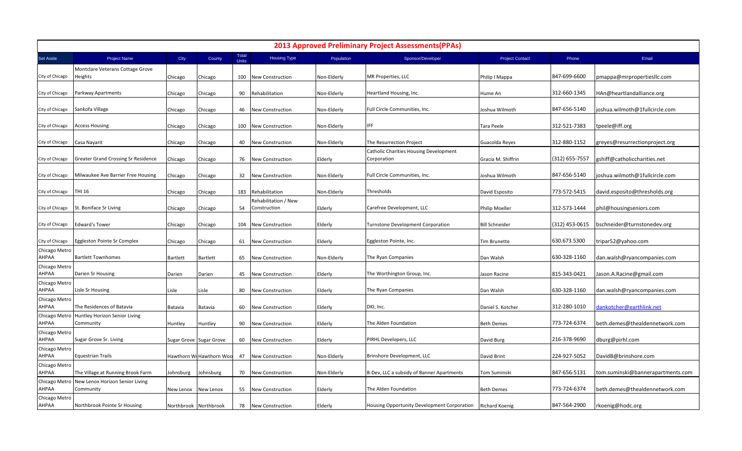## 2013 Approved Preliminary Project Assessments(PPAs)

| Set Aside | Project Name | City | County | Total Units | Housing Type | Population | Sponsor/Developer | Project Contact | Phone | Email |
|---|---|---|---|---|---|---|---|---|---|---|
| City of Chicago | Montclare Veterans Cottage Grove Heights | Chicago | Chicago | 100 | New Construction | Non-Elderly | MR Properties, LLC | Philip I Mappa | 847-699-6600 | pmappa@mrpropertiesllc.com |
| City of Chicago | Parkway Apartments | Chicago | Chicago | 90 | Rehabilitation | Non-Elderly | Heartland Housing, Inc. | Hume An | 312-660-1345 | HAn@heartlandalliance.org |
| City of Chicago | Sankofa Village | Chicago | Chicago | 46 | New Construction | Non-Elderly | Full Circle Communities, Inc. | Joshua Wilmoth | 847-656-5140 | joshua.wilmoth@1fullcircle.com |
| City of Chicago | Access Housing | Chicago | Chicago | 100 | New Construction | Non-Elderly | IFF | Tara Peele | 312-521-7383 | tpeele@iff.org |
| City of Chicago | Casa Nayarit | Chicago | Chicago | 40 | New Construction | Non-Elderly | The Resurrection Project | Guacolda Reyes | 312-880-1152 | greyes@resurrectionproject.org |
| City of Chicago | Greater Grand Crossing Sr Residence | Chicago | Chicago | 76 | New Construction | Elderly | Catholic Charities Housing Development Corporation | Gracia M. Shiffrin | (312) 655-7557 | gshiff@catholiccharities.net |
| City of Chicago | Milwaukee Ave Barrier Free Housing | Chicago | Chicago | 32 | New Construction | Non-Elderly | Full Circle Communities, Inc. | Joshua Wilmoth | 847-656-5140 | joshua.wilmoth@1fullcircle.com |
| City of Chicago | THI 16 | Chicago | Chicago | 183 | Rehabilitation | Non-Elderly | Thresholds | David Esposito | 773-572-5415 | david.esposito@thresholds.org |
| City of Chicago | St. Boniface Sr Living | Chicago | Chicago | 54 | Rehabilitation / New Construction | Elderly | Carefree Development, LLC | Philip Moeller | 312-573-1444 | phil@housingseniors.com |
| City of Chicago | Edward's Tower | Chicago | Chicago | 104 | New Construction | Elderly | Turnstone Development Corporation | Bill Schneider | (312) 453-0615 | bschneider@turnstonedev.org |
| City of Chicago | Eggleston Pointe Sr Complex | Chicago | Chicago | 61 | New Construction | Elderly | Eggleston Pointe, Inc. | Tim Brunette | 630.673.5300 | tripar52@yahoo.com |
| Chicago Metro AHPAA | Bartlett Townhomes | Bartlett | Bartlett | 65 | New Construction | Non-Elderly | The Ryan Companies | Dan Walsh | 630-328-1160 | dan.walsh@ryancompanies.com |
| Chicago Metro AHPAA | Darien Sr Housing | Darien | Darien | 45 | New Construction | Elderly | The Worthington Group, Inc. | Jason Racine | 815-343-0421 | Jason.A.Racine@gmail.com |
| Chicago Metro AHPAA | Lisle Sr Housing | Lisle | Lisle | 80 | New Construction | Elderly | The Ryan Companies | Dan Walsh | 630-328-1160 | dan.walsh@ryancompanies.com |
| Chicago Metro AHPAA | The Residences of Batavia | Batavia | Batavia | 60 | New Construction | Elderly | DKI, Inc. | Daniel S. Kotcher | 312-280-1010 | dankotcher@earthlink.net |
| Chicago Metro AHPAA | Huntley Horizon Senior Living Community | Huntley | Huntley | 90 | New Construction | Elderly | The Alden Foundation | Beth Demes | 773-724-6374 | beth.demes@thealdennetwork.com |
| Chicago Metro AHPAA | Sugar Grove Sr. Living | Sugar Grove | Sugar Grove | 60 | New Construction | Elderly | PIRHL Developers, LLC | David Burg | 216-378-9690 | dburg@pirhl.com |
| Chicago Metro AHPAA | Equestrian Trails | Hawthorn Wo | Hawthorn Woo | 47 | New Construction | Non-Elderly | Brinshore Development, LLC | David Brint | 224-927-5052 | DavidB@brinshore.com |
| Chicago Metro AHPAA | The Village at Running Brook Farm | Johnsburg | Johnsburg | 70 | New Construction | Non-Elderly | B-Dev, LLC a subsidy of Banner Apartments | Tom Suminski | 847-656-5131 | tom.suminski@bannerapartments.com |
| Chicago Metro AHPAA | New Lenox Horizon Senior Living Community | New Lenox | New Lenox | 55 | New Construction | Elderly | The Alden Foundation | Beth Demes | 773-724-6374 | beth.demes@thealdennetwork.com |
| Chicago Metro AHPAA | Northbrook Pointe Sr Housing | Northbrook | Northbrook | 78 | New Construction | Elderly | Housing Opportunity Development Corporation | Richard Koenig | 847-564-2900 | rkoenig@hodc.org |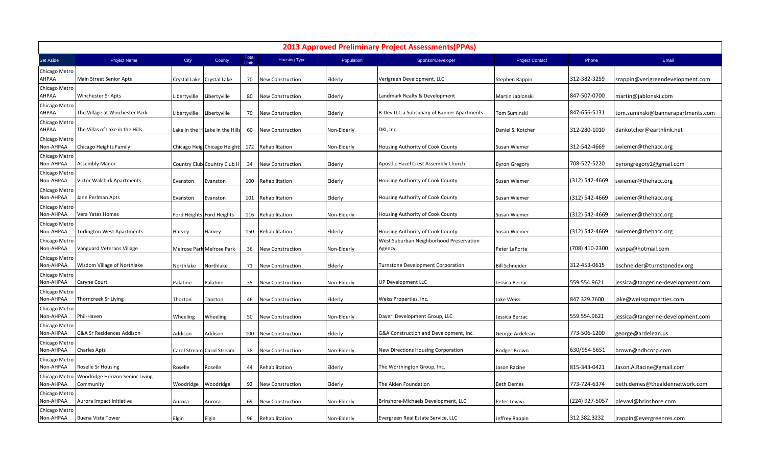# 2013 Approved Preliminary Project Assessments(PPAs)

| Set Aside | Project Name | City | County | Total Units | Housing Type | Population | Sponsor/Developer | Project Contact | Phone | Email |
|---|---|---|---|---|---|---|---|---|---|---|
| Chicago Metro AHPAA | Main Street Senior Apts | Crystal Lake | Crystal Lake | 70 | New Construction | Elderly | Verigreen Development, LLC | Stephen Rappin | 312-382-3259 | srappin@verigreendevelopment.com |
| Chicago Metro AHPAA | Winchester Sr Apts | Libertyville | Libertyville | 80 | New Construction | Elderly | Landmark Realty & Development | Martin Jablonski | 847-507-0700 | martin@jablonski.com |
| Chicago Metro AHPAA | The Village at Winchester Park | Libertyville | Libertyville | 70 | New Construction | Elderly | B-Dev LLC a Subsidiary of Banner Apartments | Tom Suminski | 847-656-5131 | tom.suminski@bannerapartments.com |
| Chicago Metro AHPAA | The Villas of Lake in the Hills | Lake in the H | Lake in the Hills | 60 | New Construction | Non-Elderly | DKI, Inc. | Daniel S. Kotcher | 312-280-1010 | dankotcher@earthlink.net |
| Chicago Metro Non-AHPAA | Chicago Heights Family | Chicago Heig | Chicago Heights | 172 | Rehabilitation | Non-Elderly | Housing Authority of Cook County | Susan Wiemer | 312-542-4669 | swiemer@thehacc.org |
| Chicago Metro Non-AHPAA | Assembly Manor | Country Club | Country Club H | 34 | New Construction | Elderly | Apostlic Hazel Crest Assembly Church | Byron Gregory | 708-527-5220 | byrongregory2@gmail.com |
| Chicago Metro Non-AHPAA | Victor Walchirk Apartments | Evanston | Evanston | 100 | Rehabilitation | Elderly | Housing Authority of Cook County | Susan Wiemer | (312) 542-4669 | swiemer@thehacc.org |
| Chicago Metro Non-AHPAA | Jane Perlman Apts | Evanston | Evanston | 101 | Rehabilitation | Elderly | Housing Authority of Cook County | Susan Wiemer | (312) 542-4669 | swiemer@thehacc.org |
| Chicago Metro Non-AHPAA | Vera Yates Homes | Ford Heights | Ford Heights | 116 | Rehabilitation | Non-Elderly | Housing Authority of Cook County | Susan Wiemer | (312) 542-4669 | swiemer@thehacc.org |
| Chicago Metro Non-AHPAA | Turlington West Apartments | Harvey | Harvey | 150 | Rehabilitation | Elderly | Housing Authority of Cook County | Susan Wiemer | (312) 542-4669 | swiemer@thehacc.org |
| Chicago Metro Non-AHPAA | Vanguard Veterans Village | Melrose Park | Melrose Park | 36 | New Construction | Non-Elderly | West Suburban Neighborhood Preservation Agency | Peter LaPorte | (708) 410-2300 | wsnpa@hotmail.com |
| Chicago Metro Non-AHPAA | Wisdom Village of Northlake | Northlake | Northlake | 71 | New Construction | Elderly | Turnstone Development Corporation | Bill Schneider | 312-453-0615 | bschneider@turnstonedev.org |
| Chicago Metro Non-AHPAA | Caryne Court | Palatine | Palatine | 35 | New Construction | Non-Elderly | UP Development LLC | Jessica Berzac | 559.554.9621 | jessica@tangerine-development.com |
| Chicago Metro Non-AHPAA | Thorncreek Sr Living | Thorton | Thorton | 46 | New Construction | Elderly | Weiss Properties, Inc. | Jake Weiss | 847.329.7600 | jake@weissproperties.com |
| Chicago Metro Non-AHPAA | Phil-Haven | Wheeling | Wheeling | 50 | New Construction | Non-Elderly | Daveri Development Group, LLC | Jessica Berzac | 559.554.9621 | jessica@tangerine-development.com |
| Chicago Metro Non-AHPAA | G&A Sr Residences Addison | Addison | Addison | 100 | New Construction | Elderly | G&A Construction and Development, Inc. | George Ardelean | 773-506-1200 | george@ardelean.us |
| Chicago Metro Non-AHPAA | Charles Apts | Carol Stream | Carol Stream | 38 | New Construction | Non-Elderly | New Directions Housing Corporation | Rodger Brown | 630/954-5651 | brown@ndhcorp.com |
| Chicago Metro Non-AHPAA | Roselle Sr Housing | Roselle | Roselle | 44 | Rehabilitation | Elderly | The Worthington Group, Inc. | Jason Racine | 815-343-0421 | Jason.A.Racine@gmail.com |
| Chicago Metro Non-AHPAA | Woodridge Horizon Senior Living Community | Woodridge | Woodridge | 92 | New Construction | Elderly | The Alden Foundation | Beth Demes | 773-724-6374 | beth.demes@thealdennetwork.com |
| Chicago Metro Non-AHPAA | Aurora Impact Initiative | Aurora | Aurora | 69 | New Construction | Non-Elderly | Brinshore-Michaels Development, LLC | Peter Levavi | (224) 927-5057 | plevavi@brinshore.com |
| Chicago Metro Non-AHPAA | Buena Vista Tower | Elgin | Elgin | 96 | Rehabilitation | Non-Elderly | Evergreen Real Estate Service, LLC | Jeffrey Rappin | 312.382.3232 | jrappin@evergreenres.com |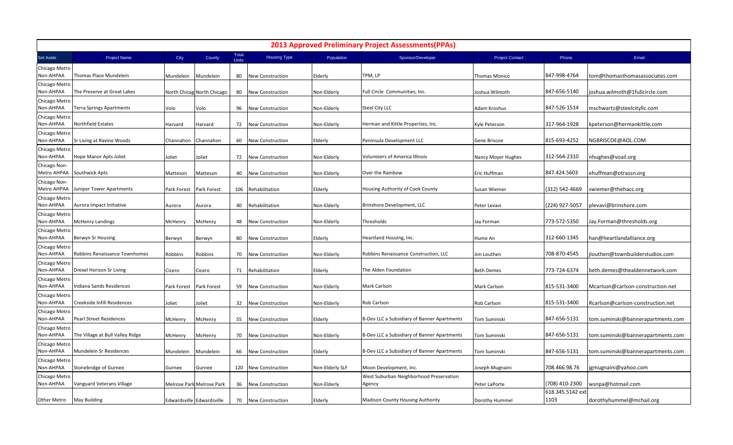## 2013 Approved Preliminary Project Assessments(PPAs)

| Set Aside | Project Name | City | County | Total Units | Housing Type | Population | Sponsor/Developer | Project Contact | Phone | Email |
|---|---|---|---|---|---|---|---|---|---|---|
| Chicago Metro Non-AHPAA | Thomas Place Mundelein | Mundelein | Mundelein | 80 | New Construction | Elderly | TPM, LP | Thomas Monico | 847-998-4764 | tom@thomasthomasassociates.com |
| Chicago Metro Non-AHPAA | The Preserve at Great Lakes | North Chicag | North Chicago | 80 | New Construction | Non-Elderly | Full Circle Communities, Inc. | Joshua Wilmoth | 847-656-5140 | joshua.wilmoth@1fullcircle.com |
| Chicago Metro Non-AHPAA | Terra Springs Apartments | Volo | Volo | 96 | New Construction | Non-Elderly | Steel City LLC | Adam Kroshus | 847-526-1514 | mschwartz@steelcityllc.com |
| Chicago Metro Non-AHPAA | Northfield Estates | Harvard | Harvard | 72 | New Construction | Non-Elderly | Herman and Kittle Properties, Inc. | Kyle Peterson | 317-964-1928 | kpeterson@hermankittle.com |
| Chicago Metro Non-AHPAA | Sr Living at Ravine Woods | Channahon | Channahon | 60 | New Construction | Elderly | Peninsula Development LLC | Gene Briscoe | 815-693-4252 | NGBRISCOE@AOL.COM |
| Chicago Metro Non-AHPAA | Hope Manor Apts Joliet | Joliet | Joliet | 72 | New Construction | Non-Elderly | Volunteers of America Illinois | Nancy Moyer Hughes | 312-564-2310 | nhughes@voail.org |
| Chicago Non-Metro AHPAA | Southwick Apts | Matteson | Matteson | 40 | New Construction | Non-Elderly | Over the Rainbow | Eric Huffman | 847.424.5603 | ehuffman@otrassn.org |
| Chicago Non-Metro AHPAA | Juniper Tower Apartments | Park Forest | Park Forest | 106 | Rehabilitation | Elderly | Housing Authority of Cook County | Susan Wiemer | (312) 542-4669 | swiemer@thehacc.org |
| Chicago Metro Non-AHPAA | Aurora Impact Initiative | Aurora | Aurora | 40 | Rehabilitation | Non-Elderly | Brinshore Development, LLC | Peter Levavi | (224) 927-5057 | plevavi@brinshore.com |
| Chicago Metro Non-AHPAA | McHenry Landings | McHenry | McHenry | 48 | New Construction | Non-Elderly | Thresholds | Jay Forman | 773-572-5350 | Jay.Forman@thresholds.org |
| Chicago Metro Non-AHPAA | Berwyn Sr Housing | Berwyn | Berwyn | 80 | New Construction | Elderly | Heartland Housing, Inc. | Hume An | 312-660-1345 | han@heartlandalliance.org |
| Chicago Metro Non-AHPAA | Robbins Renaissance Townhomes | Robbins | Robbins | 70 | New Construction | Non-Elderly | Robbins Renaissance Construction, LLC | Jim Louthen | 708-870-4545 | jlouthen@townbuilderstudios.com |
| Chicago Metro Non-AHPAA | Drexel Horizon Sr Living | Cicero | Cicero | 71 | Rehabilitation | Elderly | The Alden Foundation | Beth Demes | 773-724-6374 | beth.demes@thealdennetwork.com |
| Chicago Metro Non-AHPAA | Indiana Sands Residences | Park Forest | Park Forest | 59 | New Construction | Non-Elderly | Mark Carlson | Mark Carlson | 815-531-3400 | Mcarlson@carlson-construction.net |
| Chicago Metro Non-AHPAA | Creekside Infill Residences | Joliet | Joliet | 32 | New Construction | Non-Elderly | Rob Carlson | Rob Carlson | 815-531-3400 | Rcarlson@carlson-construction.net |
| Chicago Metro Non-AHPAA | Pearl Street Residences | McHenry | McHenry | 55 | New Construction | Elderly | B-Dev LLC a Subsidiary of Banner Apartments | Tom Suminski | 847-656-5131 | tom.suminski@bannerapartments.com |
| Chicago Metro Non-AHPAA | The Village at Bull Valley Ridge | McHenry | McHenry | 70 | New Construction | Non-Elderly | B-Dev LLC a Subsidiary of Banner Apartments | Tom Suminski | 847-656-5131 | tom.suminski@bannerapartments.com |
| Chicago Metro Non-AHPAA | Mundelein Sr Residences | Mundelein | Mundelein | 66 | New Construction | Elderly | B-Dev LLC a Subsidiary of Banner Apartments | Tom Suminski | 847-656-5131 | tom.suminski@bannerapartments.com |
| Chicago Metro Non-AHPAA | Stonebridge of Gurnee | Gurnee | Gurnee | 120 | New Construction | Non-Elderly SLF | Moon Development, Inc. | Joseph Mugnaini | 708.466.98.76 | jgmugnaini@yahoo.com |
| Chicago Metro Non-AHPAA | Vanguard Veterans Village | Melrose Park | Melrose Park | 36 | New Construction | Non-Elderly | West Suburban Neighborhood Preservation Agency | Peter LaPorte | (708) 410-2300 | wsnpa@hotmail.com |
| Other Metro | May Building | Edwardsville | Edwardsville | 70 | New Construction | Elderly | Madison County Housing Authority | Dorothy Hummel | 618.345.5142 ext 1103 | dorothyhummel@mchail.org |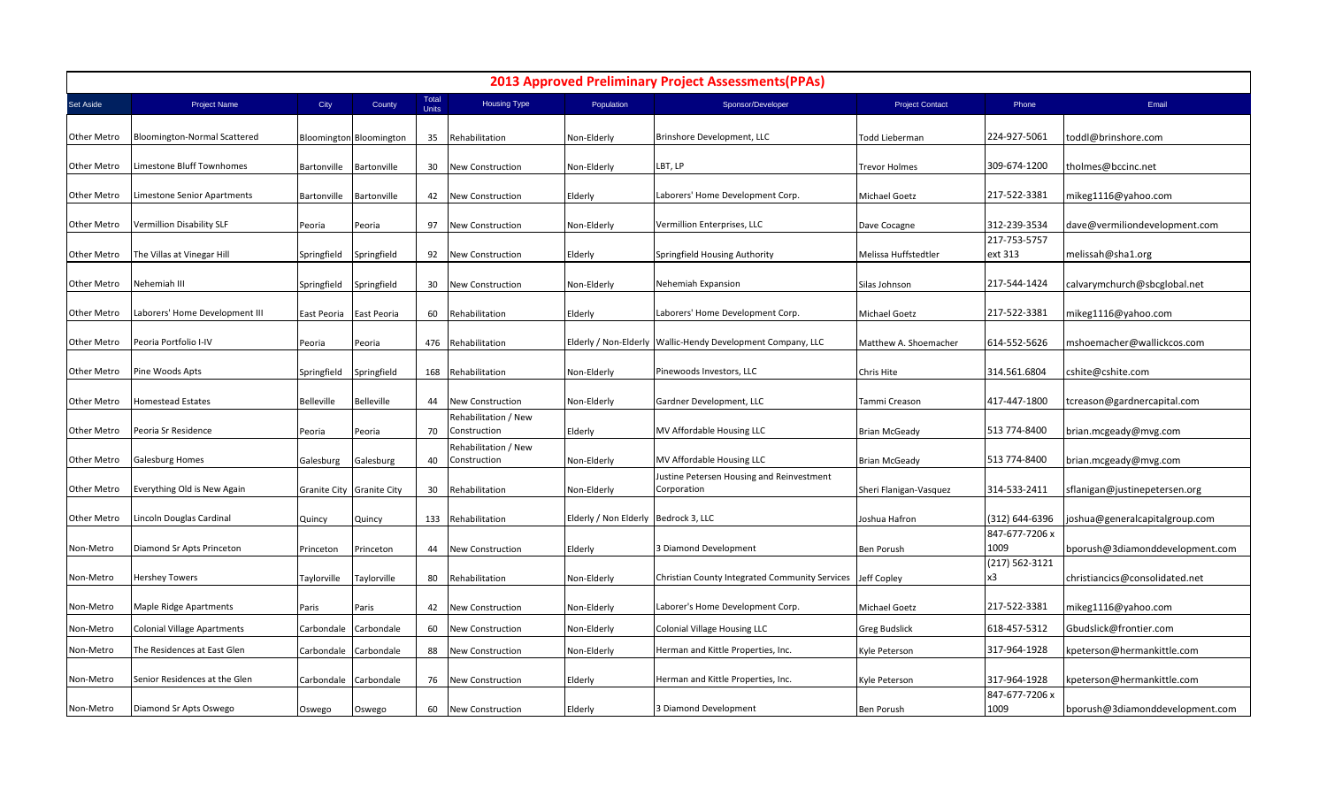# 2013 Approved Preliminary Project Assessments(PPAs)

| Set Aside | Project Name | City | County | Total Units | Housing Type | Population | Sponsor/Developer | Project Contact | Phone | Email |
|---|---|---|---|---|---|---|---|---|---|---|
| Other Metro | Bloomington-Normal Scattered | Bloomington | Bloomington | 35 | Rehabilitation | Non-Elderly | Brinshore Development, LLC | Todd Lieberman | 224-927-5061 | toddl@brinshore.com |
| Other Metro | Limestone Bluff Townhomes | Bartonville | Bartonville | 30 | New Construction | Non-Elderly | LBT, LP | Trevor Holmes | 309-674-1200 | tholmes@bccinc.net |
| Other Metro | Limestone Senior Apartments | Bartonville | Bartonville | 42 | New Construction | Elderly | Laborers' Home Development Corp. | Michael Goetz | 217-522-3381 | mikeg1116@yahoo.com |
| Other Metro | Vermillion Disability SLF | Peoria | Peoria | 97 | New Construction | Non-Elderly | Vermillion Enterprises, LLC | Dave Cocagne | 312-239-3534 | dave@vermiliondevelopment.com |
| Other Metro | The Villas at Vinegar Hill | Springfield | Springfield | 92 | New Construction | Elderly | Springfield Housing Authority | Melissa Huffstedtler | 217-753-5757 ext 313 | melissah@sha1.org |
| Other Metro | Nehemiah III | Springfield | Springfield | 30 | New Construction | Non-Elderly | Nehemiah Expansion | Silas Johnson | 217-544-1424 | calvarymchurch@sbcglobal.net |
| Other Metro | Laborers' Home Development III | East Peoria | East Peoria | 60 | Rehabilitation | Elderly | Laborers' Home Development Corp. | Michael Goetz | 217-522-3381 | mikeg1116@yahoo.com |
| Other Metro | Peoria Portfolio I-IV | Peoria | Peoria | 476 | Rehabilitation | Elderly / Non-Elderly | Wallic-Hendy Development Company, LLC | Matthew A. Shoemacher | 614-552-5626 | mshoemacher@wallickcos.com |
| Other Metro | Pine Woods Apts | Springfield | Springfield | 168 | Rehabilitation | Non-Elderly | Pinewoods Investors, LLC | Chris Hite | 314.561.6804 | cshite@cshite.com |
| Other Metro | Homestead Estates | Belleville | Belleville | 44 | New Construction | Non-Elderly | Gardner Development, LLC | Tammi Creason | 417-447-1800 | tcreason@gardnercapital.com |
| Other Metro | Peoria Sr Residence | Peoria | Peoria | 70 | Rehabilitation / New Construction | Elderly | MV Affordable Housing LLC | Brian McGeady | 513 774-8400 | brian.mcgeady@mvg.com |
| Other Metro | Galesburg Homes | Galesburg | Galesburg | 40 | Rehabilitation / New Construction | Non-Elderly | MV Affordable Housing LLC | Brian McGeady | 513 774-8400 | brian.mcgeady@mvg.com |
| Other Metro | Everything Old is New Again | Granite City | Granite City | 30 | Rehabilitation | Non-Elderly | Justine Petersen Housing and Reinvestment Corporation | Sheri Flanigan-Vasquez | 314-533-2411 | sflanigan@justinepetersen.org |
| Other Metro | Lincoln Douglas Cardinal | Quincy | Quincy | 133 | Rehabilitation | Elderly / Non Elderly | Bedrock 3, LLC | Joshua Hafron | (312) 644-6396 | joshua@generalcapitalgroup.com |
| Non-Metro | Diamond Sr Apts Princeton | Princeton | Princeton | 44 | New Construction | Elderly | 3 Diamond Development | Ben Porush | 847-677-7206 x 1009 | bporush@3diamonddevelopment.com |
| Non-Metro | Hershey Towers | Taylorville | Taylorville | 80 | Rehabilitation | Non-Elderly | Christian County Integrated Community Services | Jeff Copley | (217) 562-3121 x3 | christianciics@consolidated.net |
| Non-Metro | Maple Ridge Apartments | Paris | Paris | 42 | New Construction | Non-Elderly | Laborer's Home Development Corp. | Michael Goetz | 217-522-3381 | mikeg1116@yahoo.com |
| Non-Metro | Colonial Village Apartments | Carbondale | Carbondale | 60 | New Construction | Non-Elderly | Colonial Village Housing LLC | Greg Budslick | 618-457-5312 | Gbudslick@frontier.com |
| Non-Metro | The Residences at East Glen | Carbondale | Carbondale | 88 | New Construction | Non-Elderly | Herman and Kittle Properties, Inc. | Kyle Peterson | 317-964-1928 | kpeterson@hermankittle.com |
| Non-Metro | Senior Residences at the Glen | Carbondale | Carbondale | 76 | New Construction | Elderly | Herman and Kittle Properties, Inc. | Kyle Peterson | 317-964-1928 | kpeterson@hermankittle.com |
| Non-Metro | Diamond Sr Apts Oswego | Oswego | Oswego | 60 | New Construction | Elderly | 3 Diamond Development | Ben Porush | 847-677-7206 x 1009 | bporush@3diamonddevelopment.com |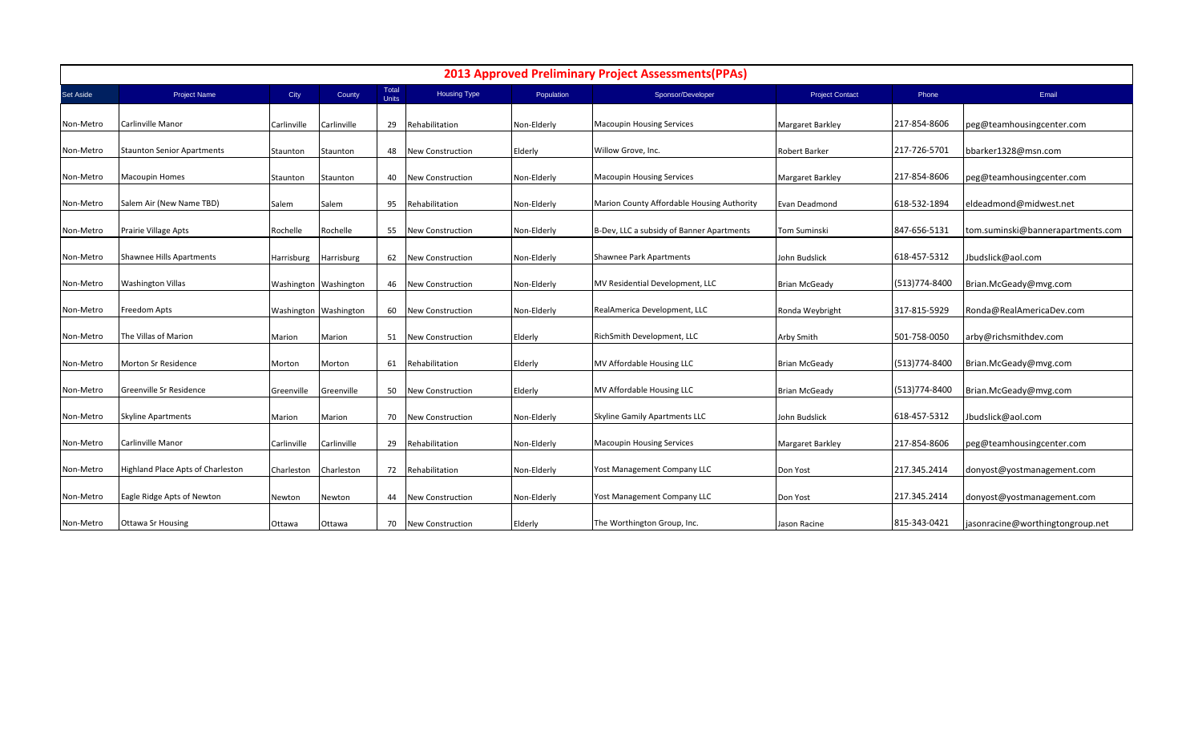# 2013 Approved Preliminary Project Assessments(PPAs)

| Set Aside | Project Name | City | County | Total Units | Housing Type | Population | Sponsor/Developer | Project Contact | Phone | Email |
|---|---|---|---|---|---|---|---|---|---|---|
| Non-Metro | Carlinville Manor | Carlinville | Carlinville | 29 | Rehabilitation | Non-Elderly | Macoupin Housing Services | Margaret Barkley | 217-854-8606 | peg@teamhousingcenter.com |
| Non-Metro | Staunton Senior Apartments | Staunton | Staunton | 48 | New Construction | Elderly | Willow Grove, Inc. | Robert Barker | 217-726-5701 | bbarker1328@msn.com |
| Non-Metro | Macoupin Homes | Staunton | Staunton | 40 | New Construction | Non-Elderly | Macoupin Housing Services | Margaret Barkley | 217-854-8606 | peg@teamhousingcenter.com |
| Non-Metro | Salem Air (New Name TBD) | Salem | Salem | 95 | Rehabilitation | Non-Elderly | Marion County Affordable Housing Authority | Evan Deadmond | 618-532-1894 | eldeadmond@midwest.net |
| Non-Metro | Prairie Village Apts | Rochelle | Rochelle | 55 | New Construction | Non-Elderly | B-Dev, LLC a subsidy of Banner Apartments | Tom Suminski | 847-656-5131 | tom.suminski@bannerapartments.com |
| Non-Metro | Shawnee Hills Apartments | Harrisburg | Harrisburg | 62 | New Construction | Non-Elderly | Shawnee Park Apartments | John Budslick | 618-457-5312 | Jbudslick@aol.com |
| Non-Metro | Washington Villas | Washington | Washington | 46 | New Construction | Non-Elderly | MV Residential Development, LLC | Brian McGeady | (513)774-8400 | Brian.McGeady@mvg.com |
| Non-Metro | Freedom Apts | Washington | Washington | 60 | New Construction | Non-Elderly | RealAmerica Development, LLC | Ronda Weybright | 317-815-5929 | Ronda@RealAmericaDev.com |
| Non-Metro | The Villas of Marion | Marion | Marion | 51 | New Construction | Elderly | RichSmith Development, LLC | Arby Smith | 501-758-0050 | arby@richsmithdev.com |
| Non-Metro | Morton Sr Residence | Morton | Morton | 61 | Rehabilitation | Elderly | MV Affordable Housing LLC | Brian McGeady | (513)774-8400 | Brian.McGeady@mvg.com |
| Non-Metro | Greenville Sr Residence | Greenville | Greenville | 50 | New Construction | Elderly | MV Affordable Housing LLC | Brian McGeady | (513)774-8400 | Brian.McGeady@mvg.com |
| Non-Metro | Skyline Apartments | Marion | Marion | 70 | New Construction | Non-Elderly | Skyline Gamily Apartments LLC | John Budslick | 618-457-5312 | Jbudslick@aol.com |
| Non-Metro | Carlinville Manor | Carlinville | Carlinville | 29 | Rehabilitation | Non-Elderly | Macoupin Housing Services | Margaret Barkley | 217-854-8606 | peg@teamhousingcenter.com |
| Non-Metro | Highland Place Apts of Charleston | Charleston | Charleston | 72 | Rehabilitation | Non-Elderly | Yost Management Company LLC | Don Yost | 217.345.2414 | donyost@yostmanagement.com |
| Non-Metro | Eagle Ridge Apts of Newton | Newton | Newton | 44 | New Construction | Non-Elderly | Yost Management Company LLC | Don Yost | 217.345.2414 | donyost@yostmanagement.com |
| Non-Metro | Ottawa Sr Housing | Ottawa | Ottawa | 70 | New Construction | Elderly | The Worthington Group, Inc. | Jason Racine | 815-343-0421 | jasonracine@worthingtongroup.net |